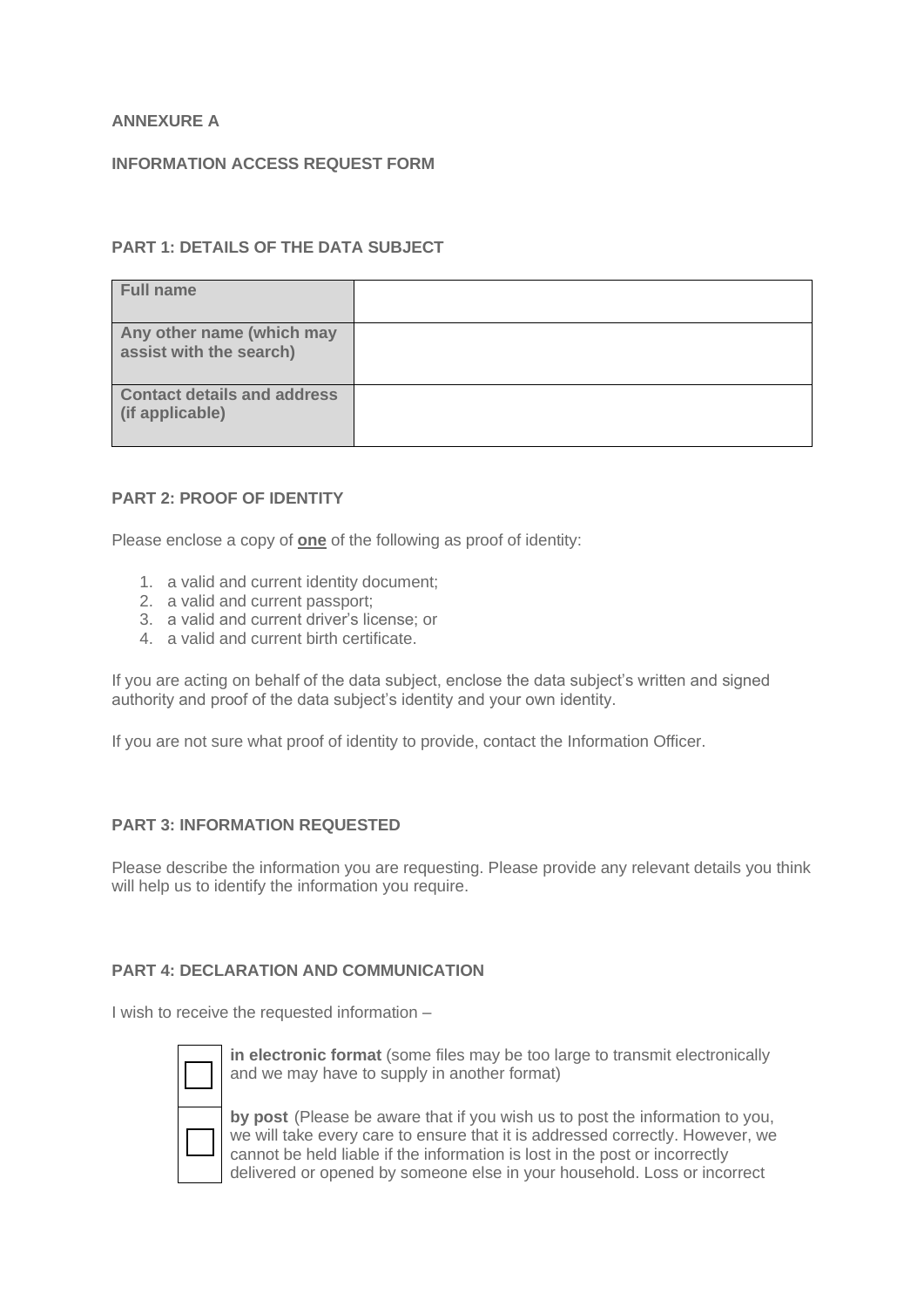**ANNEXURE A**

**INFORMATION ACCESS REQUEST FORM**

**PART 1: DETAILS OF THE DATA SUBJECT**

| **Full name** | |
|---|---|
| **Any other name (which may assist with the search)** | |
| **Contact details and address (if applicable)** | |

**PART 2: PROOF OF IDENTITY**

Please enclose a copy of **one** of the following as proof of identity:

1. a valid and current identity document;
2. a valid and current passport;
3. a valid and current driver's license; or
4. a valid and current birth certificate.

If you are acting on behalf of the data subject, enclose the data subject's written and signed authority and proof of the data subject's identity and your own identity.

If you are not sure what proof of identity to provide, contact the Information Officer.

**PART 3: INFORMATION REQUESTED**

Please describe the information you are requesting. Please provide any relevant details you think will help us to identify the information you require.

**PART 4: DECLARATION AND COMMUNICATION**

I wish to receive the requested information –

| ☐ | **in electronic format** (some files may be too large to transmit electronically and we may have to supply in another format) |
|---|---|
| ☐ | **by post** (Please be aware that if you wish us to post the information to you, we will take every care to ensure that it is addressed correctly. However, we cannot be held liable if the information is lost in the post or incorrectly delivered or opened by someone else in your household. Loss or incorrect |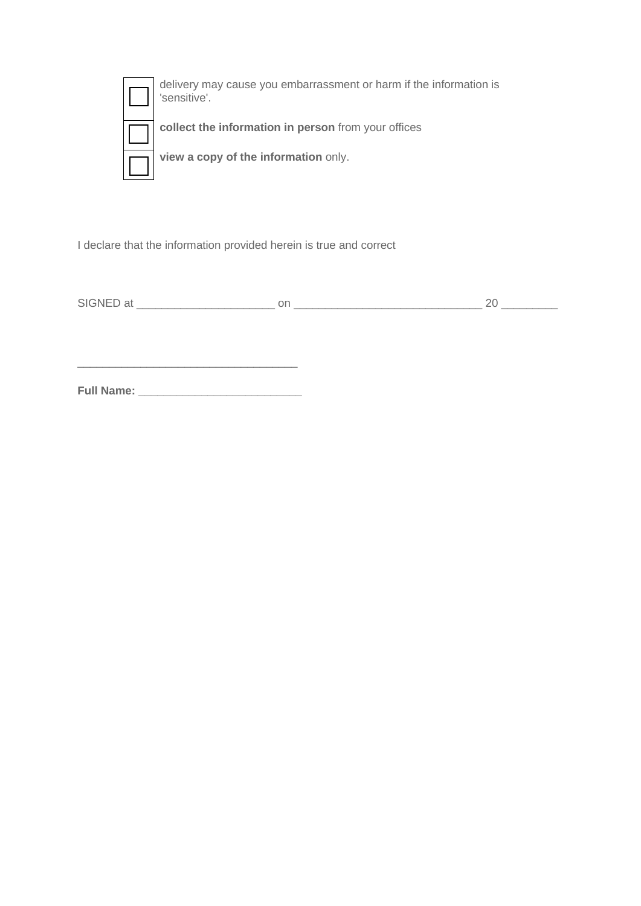- [ ] delivery may cause you embarrassment or harm if the information is 'sensitive'.
- [ ] **collect the information in person** from your offices
- [ ] **view a copy of the information** only.

I declare that the information provided herein is true and correct

SIGNED at _____________________ on ____________________________ 20 ________

_________________________________

**Full Name: _________________________**